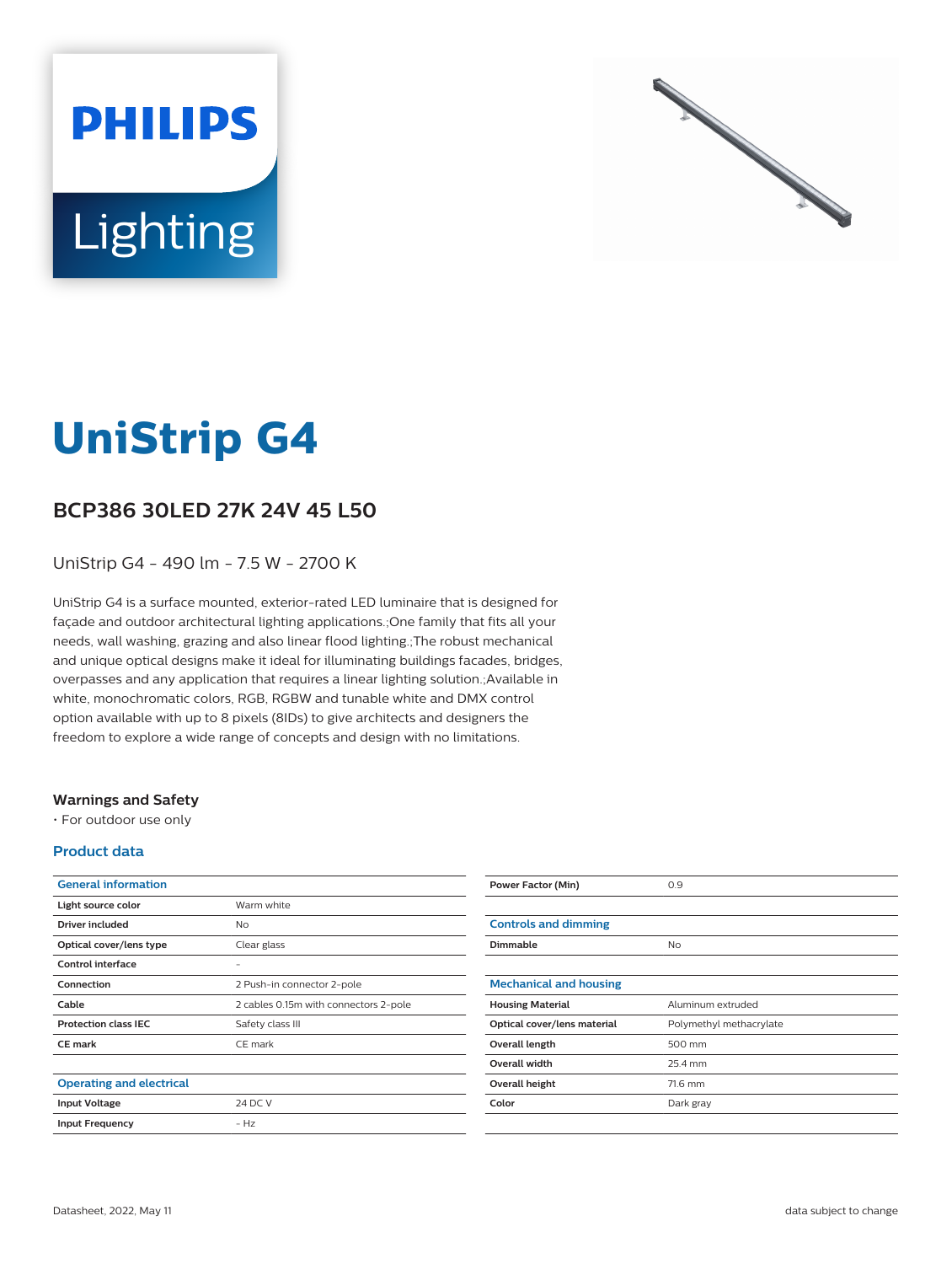# UniStrip G4

## BCP386 30LED 27K 24V 45 L50

UniStrip G4 - 490 lm - 7.5 W - 2700 K

UniStrip G4 is a surface mounted, exterior-rated LED luminaire that is designed for façade and outdoor architectural lighting applications.;One family that fits all your needs, wall washing, grazing and also linear flood lighting.;The robust mechanical and unique optical designs make it ideal for illuminating buildings facades, bridges, overpasses and any application that requires a linear lighting solution.;Available in white, monochromatic colors, RGB, RGBW and tunable white and DMX control option available with up to 8 pixels (8IDs) to give architects and designers the freedom to explore a wide range of concepts and design with no limitations.

### Warnings and Safety

- For outdoor use only

### Product data

| General information | |
|---|---|
| Light source color | Warm white |
| Driver included | No |
| Optical cover/lens type | Clear glass |
| Control interface | - |
| Connection | 2 Push-in connector 2-pole |
| Cable | 2 cables 0.15m with connectors 2-pole |
| Protection class IEC | Safety class III |
| CE mark | CE mark |

| Operating and electrical | |
|---|---|
| Input Voltage | 24 DC V |
| Input Frequency | - Hz |
| Power Factor (Min) | 0.9 |

| Controls and dimming | |
|---|---|
| Dimmable | No |

| Mechanical and housing | |
|---|---|
| Housing Material | Aluminum extruded |
| Optical cover/lens material | Polymethyl methacrylate |
| Overall length | 500 mm |
| Overall width | 25.4 mm |
| Overall height | 71.6 mm |
| Color | Dark gray |

Datasheet, 2022, May 11

data subject to change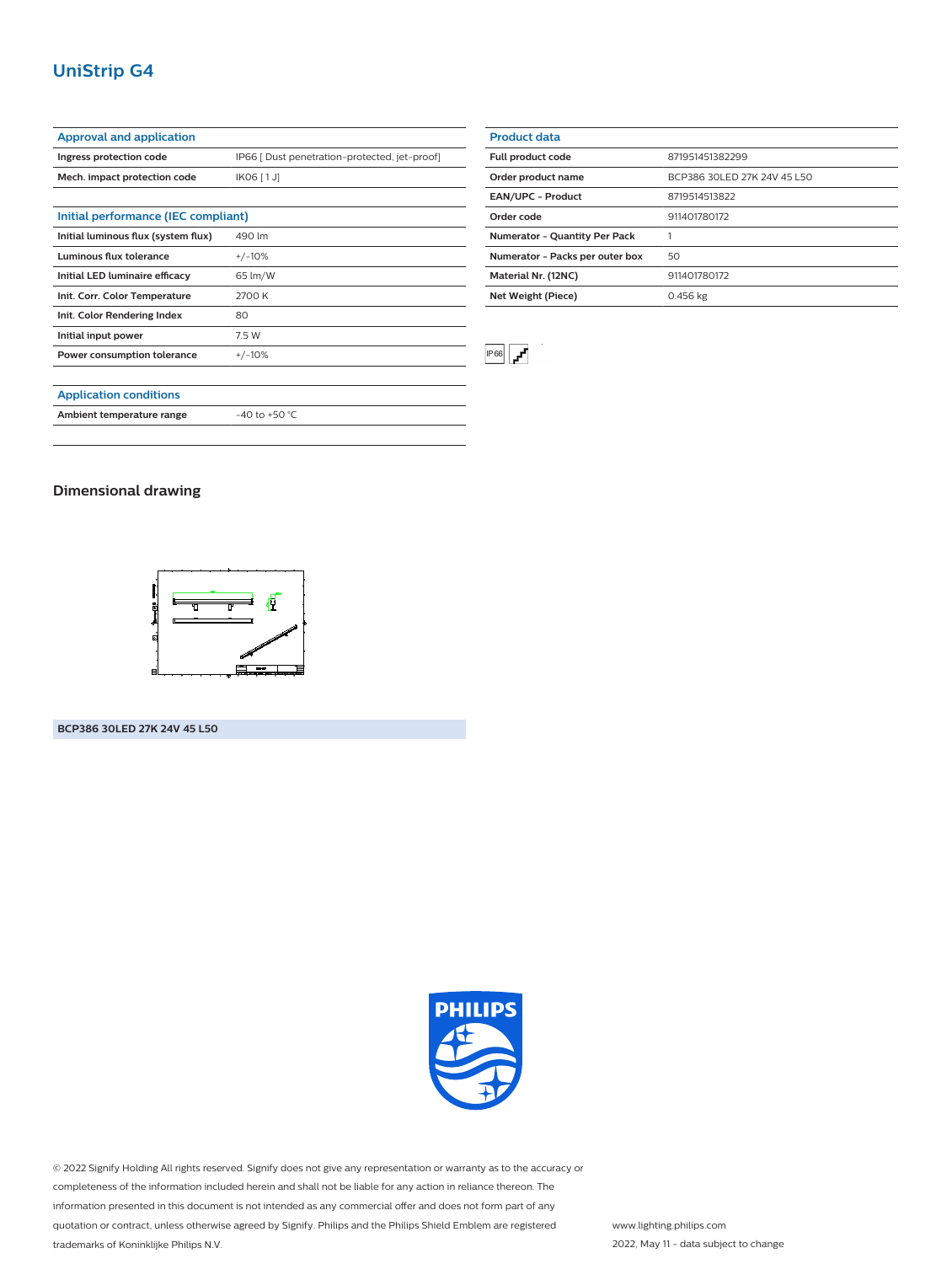# UniStrip G4

| Approval and application | |
|---|---|
| Ingress protection code | IP66 [ Dust penetration-protected, jet-proof] |
| Mech. impact protection code | IK06 [ 1 J] |

| Initial performance (IEC compliant) | |
|---|---|
| Initial luminous flux (system flux) | 490 lm |
| Luminous flux tolerance | +/-10% |
| Initial LED luminaire efficacy | 65 lm/W |
| Init. Corr. Color Temperature | 2700 K |
| Init. Color Rendering Index | 80 |
| Initial input power | 7.5 W |
| Power consumption tolerance | +/-10% |

| Application conditions | |
|---|---|
| Ambient temperature range | -40 to +50 °C |

| Product data | |
|---|---|
| Full product code | 871951451382299 |
| Order product name | BCP386 30LED 27K 24V 45 L50 |
| EAN/UPC - Product | 8719514513822 |
| Order code | 911401780172 |
| Numerator - Quantity Per Pack | 1 |
| Numerator - Packs per outer box | 50 |
| Material Nr. (12NC) | 911401780172 |
| Net Weight (Piece) | 0.456 kg |

IP 66

## Dimensional drawing

**BCP386 30LED 27K 24V 45 L50**

© 2022 Signify Holding All rights reserved. Signify does not give any representation or warranty as to the accuracy or completeness of the information included herein and shall not be liable for any action in reliance thereon. The information presented in this document is not intended as any commercial offer and does not form part of any quotation or contract, unless otherwise agreed by Signify. Philips and the Philips Shield Emblem are registered trademarks of Koninklijke Philips N.V.

www.lighting.philips.com

2022, May 11 - data subject to change